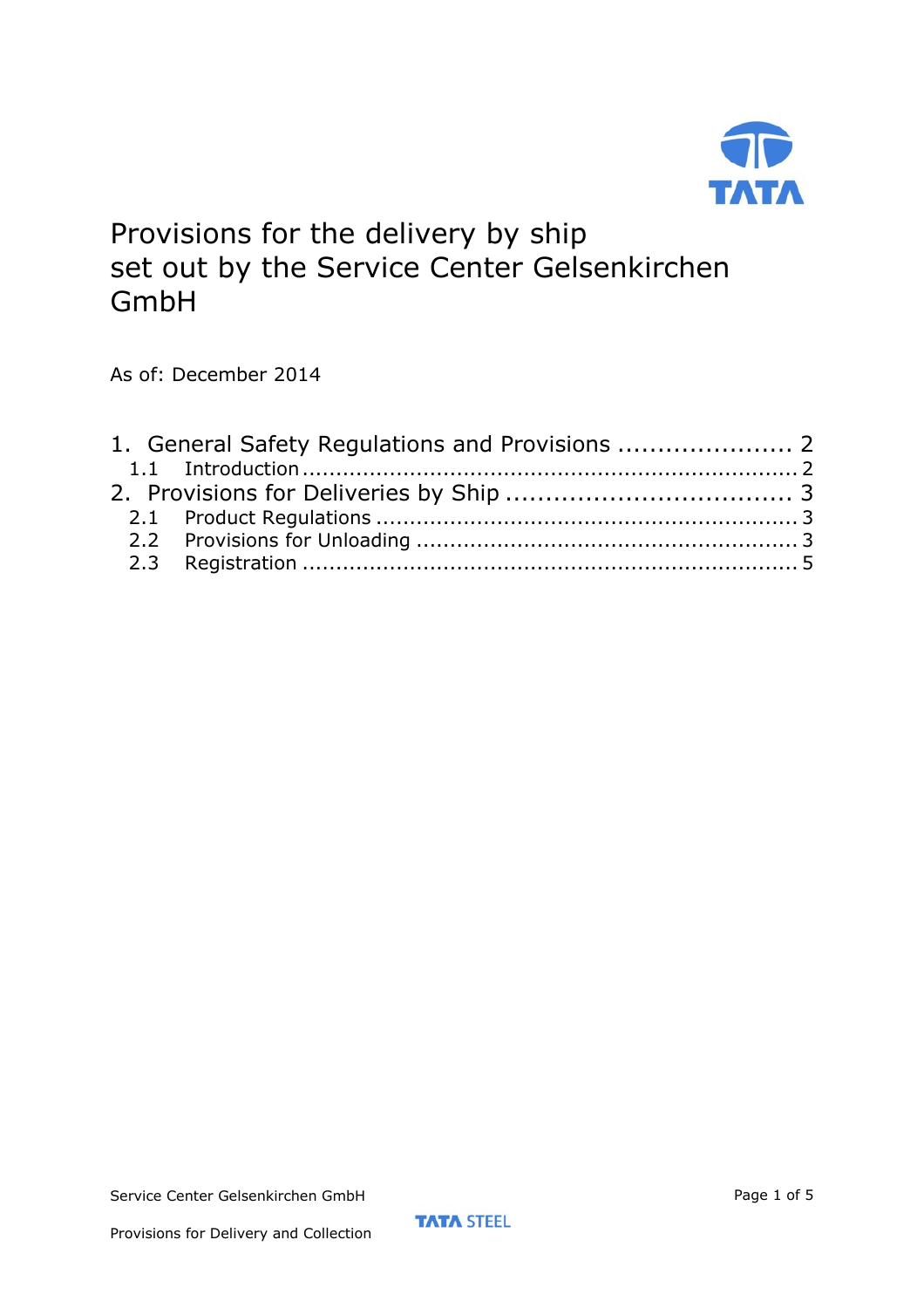# Provisions for the delivery by ship set out by the Service Center Gelsenkirchen GmbH

As of: December 2014

1. General Safety Regulations and Provisions ...................... 2
   1.1 Introduction ........................................................................ 2
2. Provisions for Deliveries by Ship .................................... 3
   2.1 Product Regulations ............................................................. 3
   2.2 Provisions for Unloading ....................................................... 3
   2.3 Registration ........................................................................ 5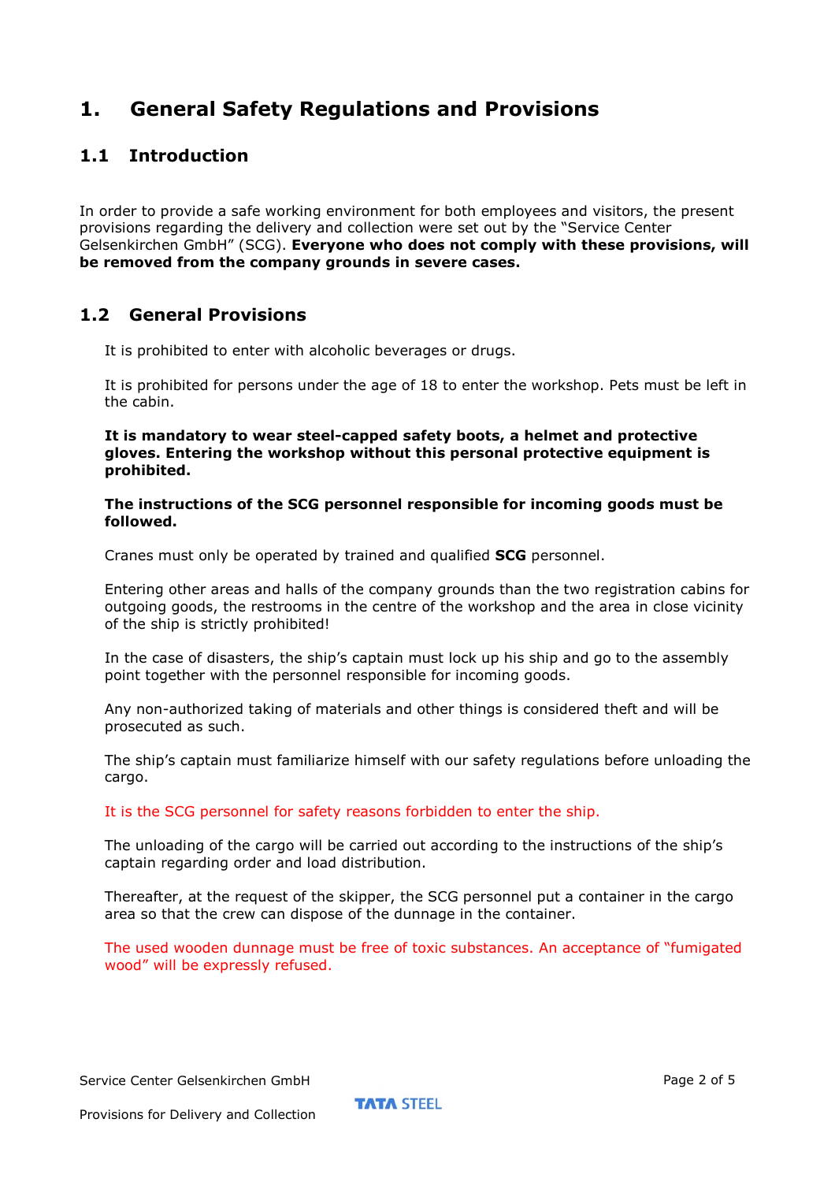# 1. General Safety Regulations and Provisions

## 1.1 Introduction

In order to provide a safe working environment for both employees and visitors, the present provisions regarding the delivery and collection were set out by the "Service Center Gelsenkirchen GmbH" (SCG). **Everyone who does not comply with these provisions, will be removed from the company grounds in severe cases.**

## 1.2 General Provisions

It is prohibited to enter with alcoholic beverages or drugs.

It is prohibited for persons under the age of 18 to enter the workshop. Pets must be left in the cabin.

**It is mandatory to wear steel-capped safety boots, a helmet and protective gloves. Entering the workshop without this personal protective equipment is prohibited.**

**The instructions of the SCG personnel responsible for incoming goods must be followed.**

Cranes must only be operated by trained and qualified **SCG** personnel.

Entering other areas and halls of the company grounds than the two registration cabins for outgoing goods, the restrooms in the centre of the workshop and the area in close vicinity of the ship is strictly prohibited!

In the case of disasters, the ship's captain must lock up his ship and go to the assembly point together with the personnel responsible for incoming goods.

Any non-authorized taking of materials and other things is considered theft and will be prosecuted as such.

The ship's captain must familiarize himself with our safety regulations before unloading the cargo.

It is the SCG personnel for safety reasons forbidden to enter the ship.

The unloading of the cargo will be carried out according to the instructions of the ship's captain regarding order and load distribution.

Thereafter, at the request of the skipper, the SCG personnel put a container in the cargo area so that the crew can dispose of the dunnage in the container.

The used wooden dunnage must be free of toxic substances. An acceptance of "fumigated wood" will be expressly refused.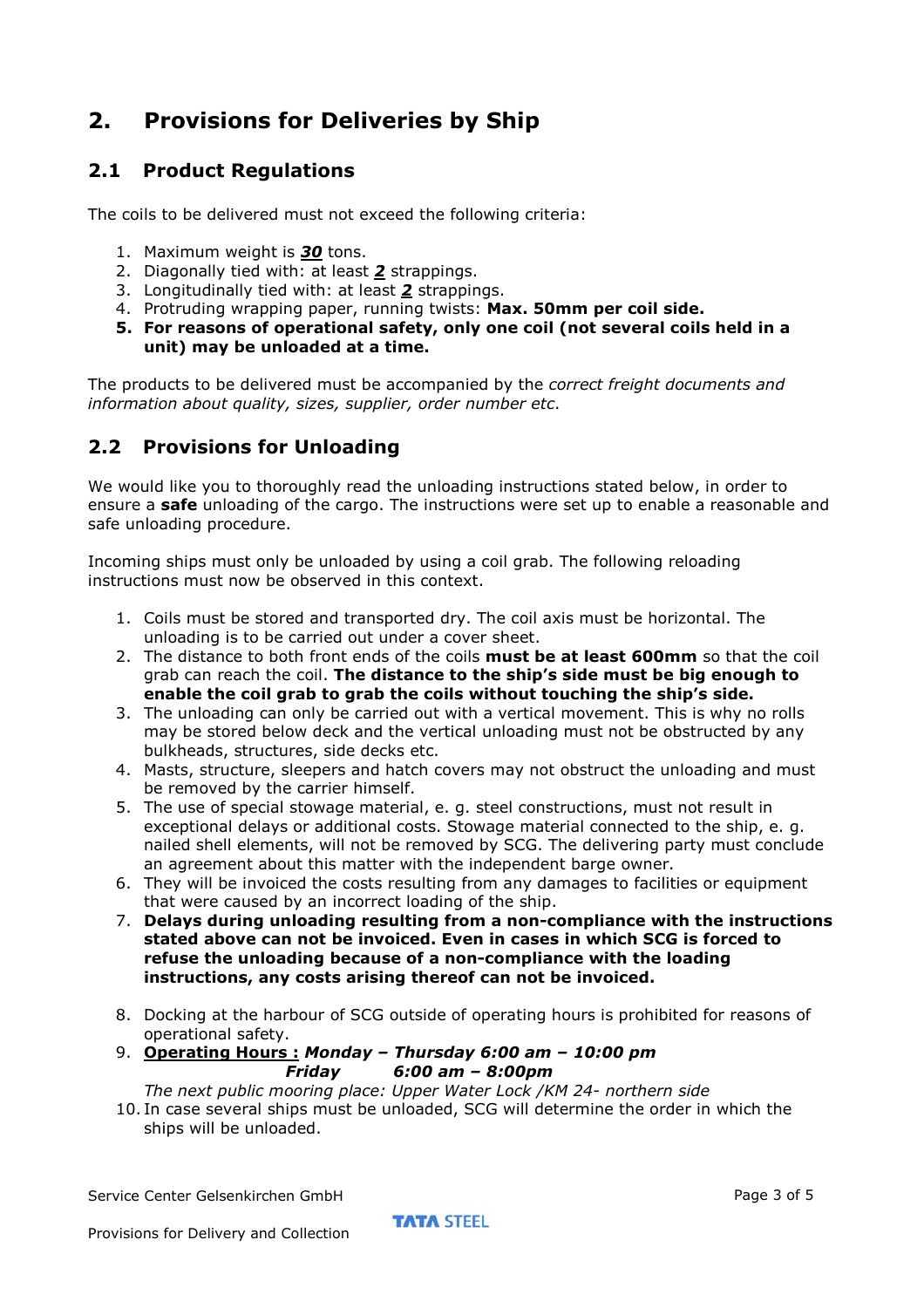# 2. Provisions for Deliveries by Ship

## 2.1 Product Regulations

The coils to be delivered must not exceed the following criteria:

1. Maximum weight is ***30*** tons.
2. Diagonally tied with: at least ***2*** strappings.
3. Longitudinally tied with: at least ***2*** strappings.
4. Protruding wrapping paper, running twists: **Max. 50mm per coil side.**
5. **For reasons of operational safety, only one coil (not several coils held in a unit) may be unloaded at a time.**

The products to be delivered must be accompanied by the *correct freight documents and information about quality, sizes, supplier, order number etc*.

## 2.2 Provisions for Unloading

We would like you to thoroughly read the unloading instructions stated below, in order to ensure a **safe** unloading of the cargo. The instructions were set up to enable a reasonable and safe unloading procedure.

Incoming ships must only be unloaded by using a coil grab. The following reloading instructions must now be observed in this context.

1. Coils must be stored and transported dry. The coil axis must be horizontal. The unloading is to be carried out under a cover sheet.
2. The distance to both front ends of the coils **must be at least 600mm** so that the coil grab can reach the coil. **The distance to the ship's side must be big enough to enable the coil grab to grab the coils without touching the ship's side.**
3. The unloading can only be carried out with a vertical movement. This is why no rolls may be stored below deck and the vertical unloading must not be obstructed by any bulkheads, structures, side decks etc.
4. Masts, structure, sleepers and hatch covers may not obstruct the unloading and must be removed by the carrier himself.
5. The use of special stowage material, e. g. steel constructions, must not result in exceptional delays or additional costs. Stowage material connected to the ship, e. g. nailed shell elements, will not be removed by SCG. The delivering party must conclude an agreement about this matter with the independent barge owner.
6. They will be invoiced the costs resulting from any damages to facilities or equipment that were caused by an incorrect loading of the ship.
7. **Delays during unloading resulting from a non-compliance with the instructions stated above can not be invoiced. Even in cases in which SCG is forced to refuse the unloading because of a non-compliance with the loading instructions, any costs arising thereof can not be invoiced.**
8. Docking at the harbour of SCG outside of operating hours is prohibited for reasons of operational safety.
9. **Operating Hours :** ***Monday – Thursday 6:00 am – 10:00 pm***
   ***Friday 6:00 am – 8:00pm***
   *The next public mooring place: Upper Water Lock /KM 24- northern side*
10. In case several ships must be unloaded, SCG will determine the order in which the ships will be unloaded.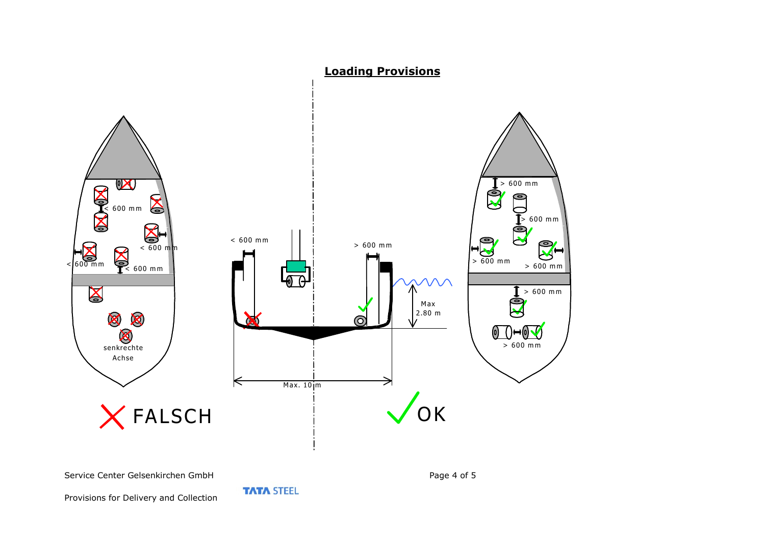## Loading Provisions

< 600 mm

< 600 mm

< 600 mm

< 600 mm

senkrechte Achse

< 600 mm

> 600 mm

Max 2.80 m

Max. 10 m

> 600 mm

> 600 mm

> 600 mm

> 600 mm

> 600 mm

> 600 mm

FALSCH

OK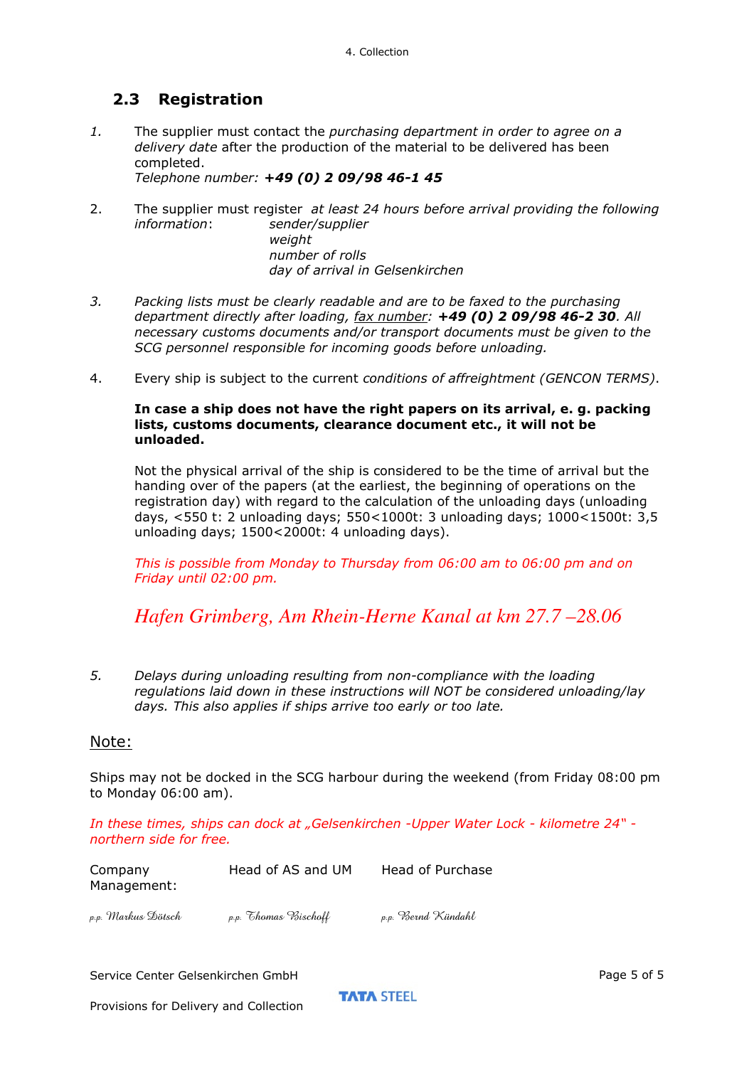## 2.3 Registration

*1.* The supplier must contact the *purchasing department in order to agree on a delivery date* after the production of the material to be delivered has been completed.
*Telephone number:* ***+49 (0) 2 09/98 46-1 45***

2. The supplier must register *at least 24 hours before arrival providing the following information*:
   *sender/supplier*
   *weight*
   *number of rolls*
   *day of arrival in Gelsenkirchen*

*3.* *Packing lists must be clearly readable and are to be faxed to the purchasing department directly after loading, fax number:* ***+49 (0) 2 09/98 46-2 30****. All necessary customs documents and/or transport documents must be given to the SCG personnel responsible for incoming goods before unloading.*

4. Every ship is subject to the current *conditions of affreightment (GENCON TERMS)*.

   **In case a ship does not have the right papers on its arrival, e. g. packing lists, customs documents, clearance document etc., it will not be unloaded.**

   Not the physical arrival of the ship is considered to be the time of arrival but the handing over of the papers (at the earliest, the beginning of operations on the registration day) with regard to the calculation of the unloading days (unloading days, <550 t: 2 unloading days; 550<1000t: 3 unloading days; 1000<1500t: 3,5 unloading days; 1500<2000t: 4 unloading days).

   *This is possible from Monday to Thursday from 06:00 am to 06:00 pm and on Friday until 02:00 pm.*

   *Hafen Grimberg, Am Rhein-Herne Kanal at km 27.7 –28.06*

*5.* *Delays during unloading resulting from non-compliance with the loading regulations laid down in these instructions will NOT be considered unloading/lay days. This also applies if ships arrive too early or too late.*

Note:

Ships may not be docked in the SCG harbour during the weekend (from Friday 08:00 pm to Monday 06:00 am).

*In these times, ships can dock at „Gelsenkirchen -Upper Water Lock - kilometre 24" - northern side for free.*

| Company Management: | Head of AS and UM | Head of Purchase |
|---|---|---|
| *p.p. Markus Dötsch* | *p.p. Thomas Bischoff* | *p.p. Bernd Kündahl* |

Service Center Gelsenkirchen GmbH

Provisions for Delivery and Collection